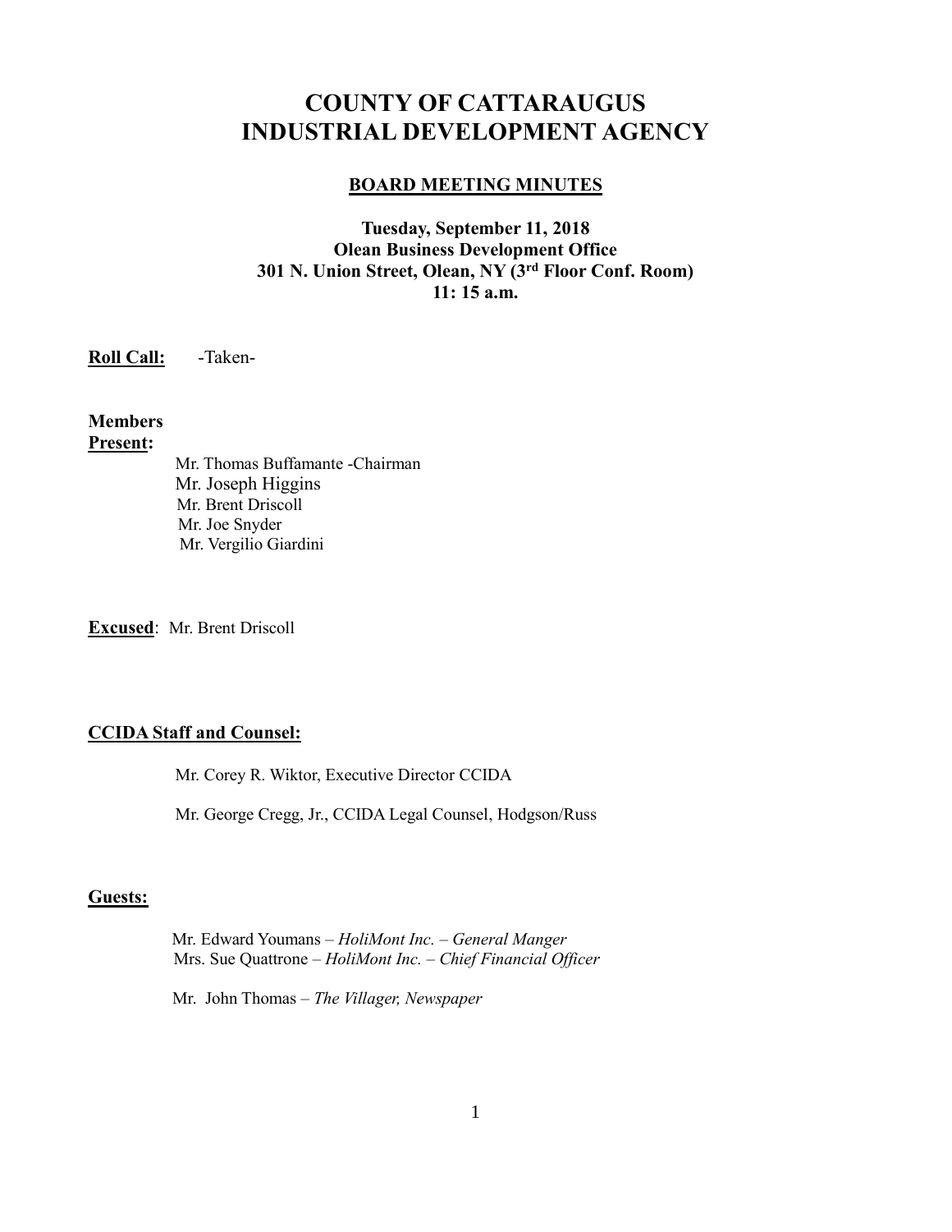# COUNTY OF CATTARAUGUS INDUSTRIAL DEVELOPMENT AGENCY

## BOARD MEETING MINUTES

**Tuesday, September 11, 2018**
**Olean Business Development Office**
**301 N. Union Street, Olean, NY (3rd Floor Conf. Room)**
**11: 15 a.m.**

**Roll Call:** -Taken-

**Members Present:**

Mr. Thomas Buffamante -Chairman
Mr. Joseph Higgins
Mr. Brent Driscoll
Mr. Joe Snyder
Mr. Vergilio Giardini

**Excused**: Mr. Brent Driscoll

**CCIDA Staff and Counsel:**

Mr. Corey R. Wiktor, Executive Director CCIDA

Mr. George Cregg, Jr., CCIDA Legal Counsel, Hodgson/Russ

**Guests:**

Mr. Edward Youmans – *HoliMont Inc. – General Manger*
Mrs. Sue Quattrone – *HoliMont Inc. – Chief Financial Officer*

Mr. John Thomas – *The Villager, Newspaper*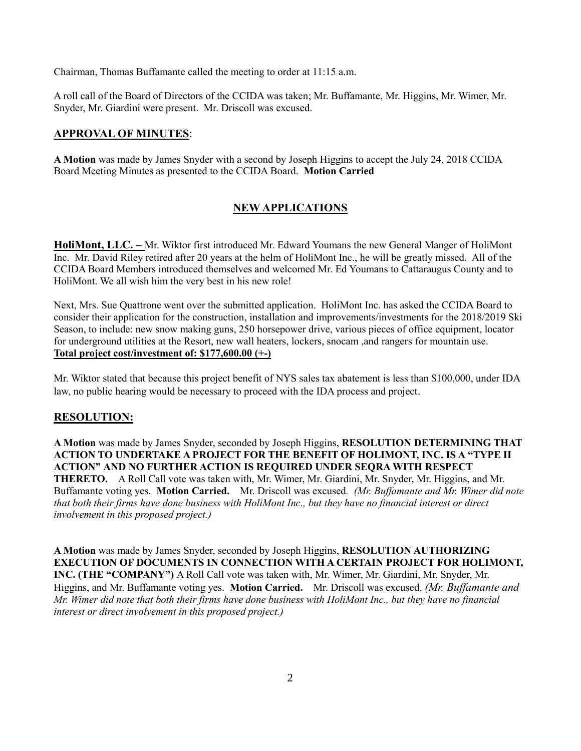Chairman, Thomas Buffamante called the meeting to order at 11:15 a.m.

A roll call of the Board of Directors of the CCIDA was taken; Mr. Buffamante, Mr. Higgins, Mr. Wimer, Mr. Snyder, Mr. Giardini were present. Mr. Driscoll was excused.

## APPROVAL OF MINUTES:

**A Motion** was made by James Snyder with a second by Joseph Higgins to accept the July 24, 2018 CCIDA Board Meeting Minutes as presented to the CCIDA Board. **Motion Carried**

## NEW APPLICATIONS

**HoliMont, LLC. –** Mr. Wiktor first introduced Mr. Edward Youmans the new General Manger of HoliMont Inc. Mr. David Riley retired after 20 years at the helm of HoliMont Inc., he will be greatly missed. All of the CCIDA Board Members introduced themselves and welcomed Mr. Ed Youmans to Cattaraugus County and to HoliMont. We all wish him the very best in his new role!

Next, Mrs. Sue Quattrone went over the submitted application. HoliMont Inc. has asked the CCIDA Board to consider their application for the construction, installation and improvements/investments for the 2018/2019 Ski Season, to include: new snow making guns, 250 horsepower drive, various pieces of office equipment, locator for underground utilities at the Resort, new wall heaters, lockers, snocam ,and rangers for mountain use.
**Total project cost/investment of: $177,600.00 (+-)**

Mr. Wiktor stated that because this project benefit of NYS sales tax abatement is less than $100,000, under IDA law, no public hearing would be necessary to proceed with the IDA process and project.

## RESOLUTION:

**A Motion** was made by James Snyder, seconded by Joseph Higgins, **RESOLUTION DETERMINING THAT ACTION TO UNDERTAKE A PROJECT FOR THE BENEFIT OF HOLIMONT, INC. IS A "TYPE II ACTION" AND NO FURTHER ACTION IS REQUIRED UNDER SEQRA WITH RESPECT THERETO.** A Roll Call vote was taken with, Mr. Wimer, Mr. Giardini, Mr. Snyder, Mr. Higgins, and Mr. Buffamante voting yes. **Motion Carried.** Mr. Driscoll was excused. *(Mr. Buffamante and Mr. Wimer did note that both their firms have done business with HoliMont Inc., but they have no financial interest or direct involvement in this proposed project.)*

**A Motion** was made by James Snyder, seconded by Joseph Higgins, **RESOLUTION AUTHORIZING EXECUTION OF DOCUMENTS IN CONNECTION WITH A CERTAIN PROJECT FOR HOLIMONT, INC. (THE "COMPANY")** A Roll Call vote was taken with, Mr. Wimer, Mr. Giardini, Mr. Snyder, Mr. Higgins, and Mr. Buffamante voting yes. **Motion Carried.** Mr. Driscoll was excused. *(Mr. Buffamante and Mr. Wimer did note that both their firms have done business with HoliMont Inc., but they have no financial interest or direct involvement in this proposed project.)*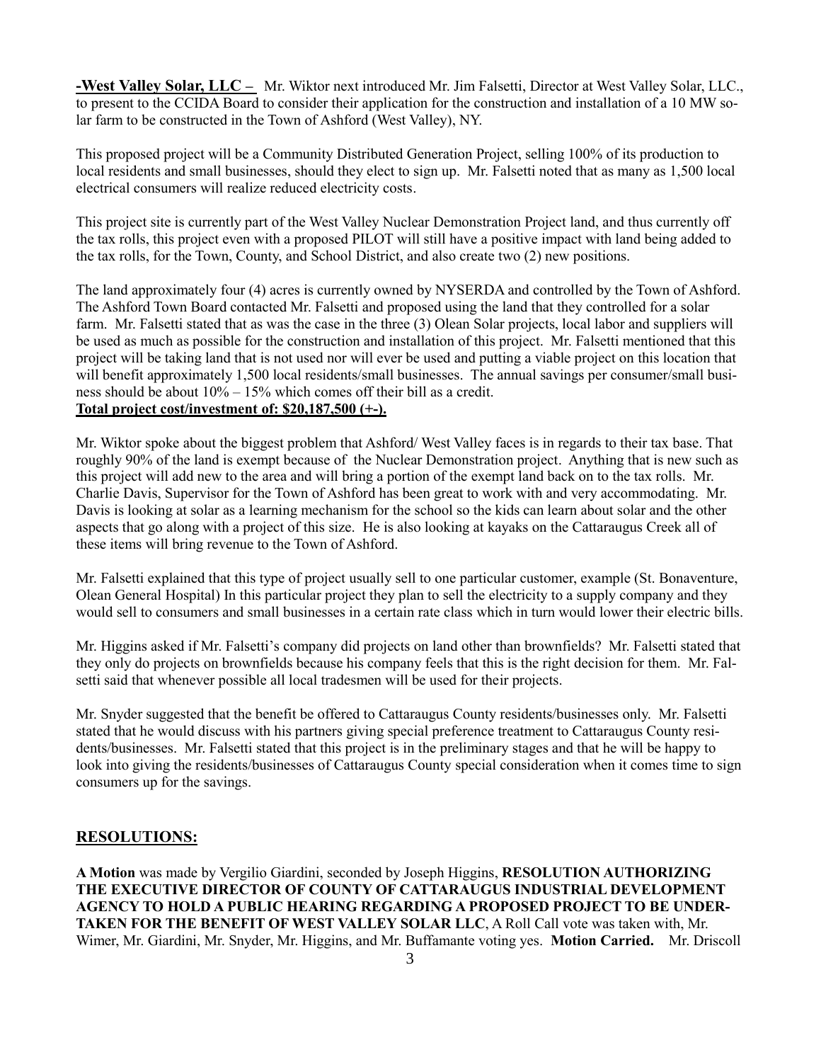**-West Valley Solar, LLC –** Mr. Wiktor next introduced Mr. Jim Falsetti, Director at West Valley Solar, LLC., to present to the CCIDA Board to consider their application for the construction and installation of a 10 MW solar farm to be constructed in the Town of Ashford (West Valley), NY.

This proposed project will be a Community Distributed Generation Project, selling 100% of its production to local residents and small businesses, should they elect to sign up. Mr. Falsetti noted that as many as 1,500 local electrical consumers will realize reduced electricity costs.

This project site is currently part of the West Valley Nuclear Demonstration Project land, and thus currently off the tax rolls, this project even with a proposed PILOT will still have a positive impact with land being added to the tax rolls, for the Town, County, and School District, and also create two (2) new positions.

The land approximately four (4) acres is currently owned by NYSERDA and controlled by the Town of Ashford. The Ashford Town Board contacted Mr. Falsetti and proposed using the land that they controlled for a solar farm. Mr. Falsetti stated that as was the case in the three (3) Olean Solar projects, local labor and suppliers will be used as much as possible for the construction and installation of this project. Mr. Falsetti mentioned that this project will be taking land that is not used nor will ever be used and putting a viable project on this location that will benefit approximately 1,500 local residents/small businesses. The annual savings per consumer/small business should be about 10% – 15% which comes off their bill as a credit.
**Total project cost/investment of: $20,187,500 (+-).**

Mr. Wiktor spoke about the biggest problem that Ashford/ West Valley faces is in regards to their tax base. That roughly 90% of the land is exempt because of the Nuclear Demonstration project. Anything that is new such as this project will add new to the area and will bring a portion of the exempt land back on to the tax rolls. Mr. Charlie Davis, Supervisor for the Town of Ashford has been great to work with and very accommodating. Mr. Davis is looking at solar as a learning mechanism for the school so the kids can learn about solar and the other aspects that go along with a project of this size. He is also looking at kayaks on the Cattaraugus Creek all of these items will bring revenue to the Town of Ashford.

Mr. Falsetti explained that this type of project usually sell to one particular customer, example (St. Bonaventure, Olean General Hospital) In this particular project they plan to sell the electricity to a supply company and they would sell to consumers and small businesses in a certain rate class which in turn would lower their electric bills.

Mr. Higgins asked if Mr. Falsetti's company did projects on land other than brownfields? Mr. Falsetti stated that they only do projects on brownfields because his company feels that this is the right decision for them. Mr. Falsetti said that whenever possible all local tradesmen will be used for their projects.

Mr. Snyder suggested that the benefit be offered to Cattaraugus County residents/businesses only. Mr. Falsetti stated that he would discuss with his partners giving special preference treatment to Cattaraugus County residents/businesses. Mr. Falsetti stated that this project is in the preliminary stages and that he will be happy to look into giving the residents/businesses of Cattaraugus County special consideration when it comes time to sign consumers up for the savings.

## RESOLUTIONS:

**A Motion** was made by Vergilio Giardini, seconded by Joseph Higgins, **RESOLUTION AUTHORIZING THE EXECUTIVE DIRECTOR OF COUNTY OF CATTARAUGUS INDUSTRIAL DEVELOPMENT AGENCY TO HOLD A PUBLIC HEARING REGARDING A PROPOSED PROJECT TO BE UNDERTAKEN FOR THE BENEFIT OF WEST VALLEY SOLAR LLC**, A Roll Call vote was taken with, Mr. Wimer, Mr. Giardini, Mr. Snyder, Mr. Higgins, and Mr. Buffamante voting yes. **Motion Carried.** Mr. Driscoll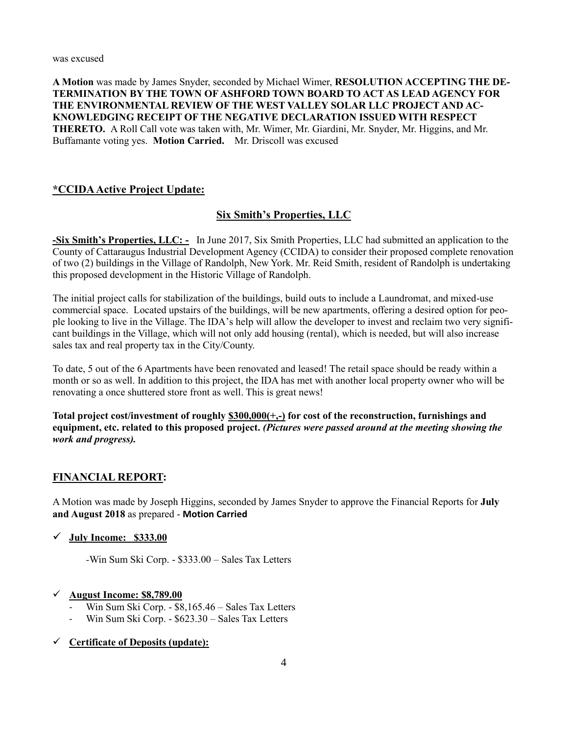was excused

**A Motion** was made by James Snyder, seconded by Michael Wimer, **RESOLUTION ACCEPTING THE DETERMINATION BY THE TOWN OF ASHFORD TOWN BOARD TO ACT AS LEAD AGENCY FOR THE ENVIRONMENTAL REVIEW OF THE WEST VALLEY SOLAR LLC PROJECT AND ACKNOWLEDGING RECEIPT OF THE NEGATIVE DECLARATION ISSUED WITH RESPECT THERETO.** A Roll Call vote was taken with, Mr. Wimer, Mr. Giardini, Mr. Snyder, Mr. Higgins, and Mr. Buffamante voting yes. **Motion Carried.** Mr. Driscoll was excused

## *CCIDA Active Project Update:

### Six Smith's Properties, LLC

**-Six Smith's Properties, LLC: -** In June 2017, Six Smith Properties, LLC had submitted an application to the County of Cattaraugus Industrial Development Agency (CCIDA) to consider their proposed complete renovation of two (2) buildings in the Village of Randolph, New York. Mr. Reid Smith, resident of Randolph is undertaking this proposed development in the Historic Village of Randolph.

The initial project calls for stabilization of the buildings, build outs to include a Laundromat, and mixed-use commercial space. Located upstairs of the buildings, will be new apartments, offering a desired option for people looking to live in the Village. The IDA's help will allow the developer to invest and reclaim two very significant buildings in the Village, which will not only add housing (rental), which is needed, but will also increase sales tax and real property tax in the City/County.

To date, 5 out of the 6 Apartments have been renovated and leased! The retail space should be ready within a month or so as well. In addition to this project, the IDA has met with another local property owner who will be renovating a once shuttered store front as well. This is great news!

**Total project cost/investment of roughly $300,000(+,-) for cost of the reconstruction, furnishings and equipment, etc. related to this proposed project.** ***(Pictures were passed around at the meeting showing the work and progress).***

## FINANCIAL REPORT:

A Motion was made by Joseph Higgins, seconded by James Snyder to approve the Financial Reports for **July and August 2018** as prepared - **Motion Carried**

- ✓ **July Income: $333.00**

  -Win Sum Ski Corp. - $333.00 – Sales Tax Letters

- ✓ **August Income: $8,789.00**
  - Win Sum Ski Corp. - $8,165.46 – Sales Tax Letters
  - Win Sum Ski Corp. - $623.30 – Sales Tax Letters

- ✓ **Certificate of Deposits (update):**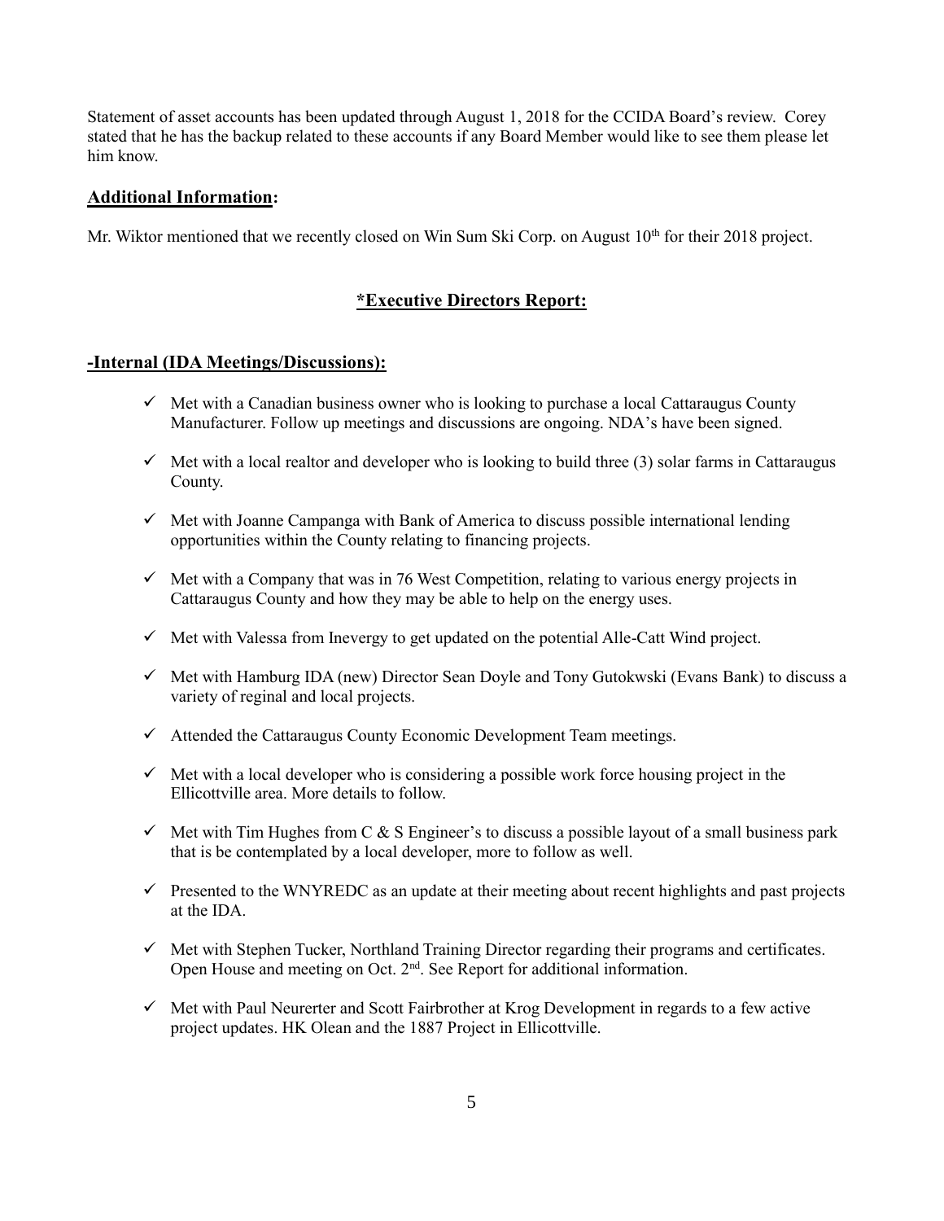Statement of asset accounts has been updated through August 1, 2018 for the CCIDA Board's review. Corey stated that he has the backup related to these accounts if any Board Member would like to see them please let him know.

## **Additional Information:**

Mr. Wiktor mentioned that we recently closed on Win Sum Ski Corp. on August 10th for their 2018 project.

## ***Executive Directors Report:**

### **-Internal (IDA Meetings/Discussions):**

- ✓ Met with a Canadian business owner who is looking to purchase a local Cattaraugus County Manufacturer. Follow up meetings and discussions are ongoing. NDA's have been signed.
- ✓ Met with a local realtor and developer who is looking to build three (3) solar farms in Cattaraugus County.
- ✓ Met with Joanne Campanga with Bank of America to discuss possible international lending opportunities within the County relating to financing projects.
- ✓ Met with a Company that was in 76 West Competition, relating to various energy projects in Cattaraugus County and how they may be able to help on the energy uses.
- ✓ Met with Valessa from Inevergy to get updated on the potential Alle-Catt Wind project.
- ✓ Met with Hamburg IDA (new) Director Sean Doyle and Tony Gutokwski (Evans Bank) to discuss a variety of reginal and local projects.
- ✓ Attended the Cattaraugus County Economic Development Team meetings.
- ✓ Met with a local developer who is considering a possible work force housing project in the Ellicottville area. More details to follow.
- ✓ Met with Tim Hughes from C & S Engineer's to discuss a possible layout of a small business park that is be contemplated by a local developer, more to follow as well.
- ✓ Presented to the WNYREDC as an update at their meeting about recent highlights and past projects at the IDA.
- ✓ Met with Stephen Tucker, Northland Training Director regarding their programs and certificates. Open House and meeting on Oct. 2nd. See Report for additional information.
- ✓ Met with Paul Neurerter and Scott Fairbrother at Krog Development in regards to a few active project updates. HK Olean and the 1887 Project in Ellicottville.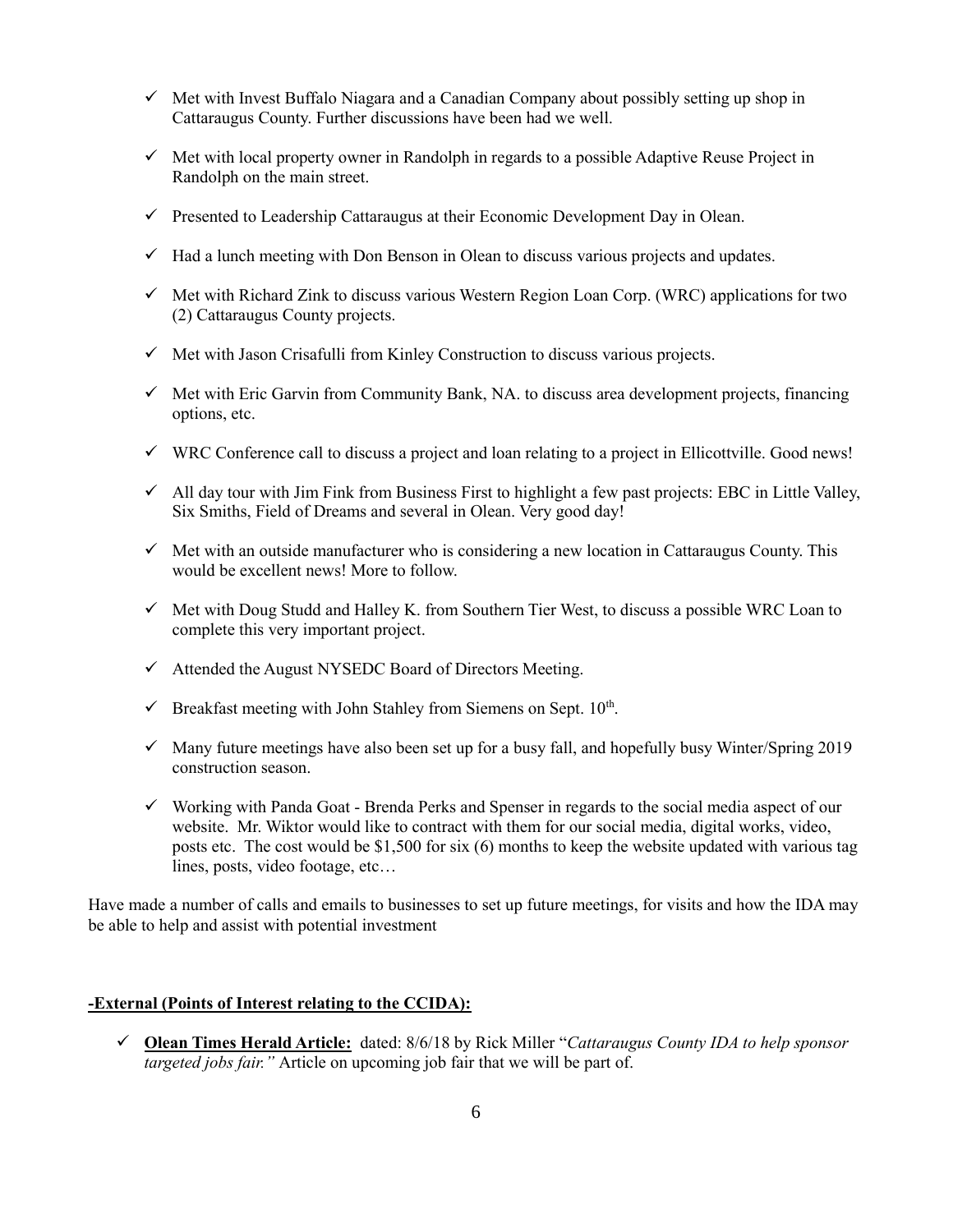- ✓ Met with Invest Buffalo Niagara and a Canadian Company about possibly setting up shop in Cattaraugus County. Further discussions have been had we well.
- ✓ Met with local property owner in Randolph in regards to a possible Adaptive Reuse Project in Randolph on the main street.
- ✓ Presented to Leadership Cattaraugus at their Economic Development Day in Olean.
- ✓ Had a lunch meeting with Don Benson in Olean to discuss various projects and updates.
- ✓ Met with Richard Zink to discuss various Western Region Loan Corp. (WRC) applications for two (2) Cattaraugus County projects.
- ✓ Met with Jason Crisafulli from Kinley Construction to discuss various projects.
- ✓ Met with Eric Garvin from Community Bank, NA. to discuss area development projects, financing options, etc.
- ✓ WRC Conference call to discuss a project and loan relating to a project in Ellicottville. Good news!
- ✓ All day tour with Jim Fink from Business First to highlight a few past projects: EBC in Little Valley, Six Smiths, Field of Dreams and several in Olean. Very good day!
- ✓ Met with an outside manufacturer who is considering a new location in Cattaraugus County. This would be excellent news! More to follow.
- ✓ Met with Doug Studd and Halley K. from Southern Tier West, to discuss a possible WRC Loan to complete this very important project.
- ✓ Attended the August NYSEDC Board of Directors Meeting.
- ✓ Breakfast meeting with John Stahley from Siemens on Sept. 10th.
- ✓ Many future meetings have also been set up for a busy fall, and hopefully busy Winter/Spring 2019 construction season.
- ✓ Working with Panda Goat - Brenda Perks and Spenser in regards to the social media aspect of our website. Mr. Wiktor would like to contract with them for our social media, digital works, video, posts etc. The cost would be $1,500 for six (6) months to keep the website updated with various tag lines, posts, video footage, etc…

Have made a number of calls and emails to businesses to set up future meetings, for visits and how the IDA may be able to help and assist with potential investment

**-External (Points of Interest relating to the CCIDA):**

- ✓ **Olean Times Herald Article:** dated: 8/6/18 by Rick Miller "*Cattaraugus County IDA to help sponsor targeted jobs fair.*" Article on upcoming job fair that we will be part of.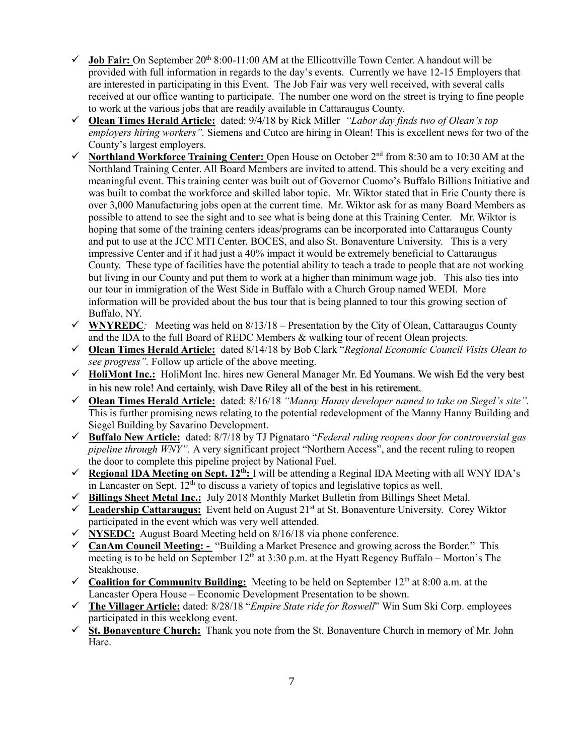- ✓ **Job Fair:** On September 20th 8:00-11:00 AM at the Ellicottville Town Center. A handout will be provided with full information in regards to the day's events. Currently we have 12-15 Employers that are interested in participating in this Event. The Job Fair was very well received, with several calls received at our office wanting to participate. The number one word on the street is trying to fine people to work at the various jobs that are readily available in Cattaraugus County.
- ✓ **Olean Times Herald Article:** dated: 9/4/18 by Rick Miller *"Labor day finds two of Olean's top employers hiring workers".* Siemens and Cutco are hiring in Olean! This is excellent news for two of the County's largest employers.
- ✓ **Northland Workforce Training Center:** Open House on October 2nd from 8:30 am to 10:30 AM at the Northland Training Center. All Board Members are invited to attend. This should be a very exciting and meaningful event. This training center was built out of Governor Cuomo's Buffalo Billions Initiative and was built to combat the workforce and skilled labor topic. Mr. Wiktor stated that in Erie County there is over 3,000 Manufacturing jobs open at the current time. Mr. Wiktor ask for as many Board Members as possible to attend to see the sight and to see what is being done at this Training Center. Mr. Wiktor is hoping that some of the training centers ideas/programs can be incorporated into Cattaraugus County and put to use at the JCC MTI Center, BOCES, and also St. Bonaventure University. This is a very impressive Center and if it had just a 40% impact it would be extremely beneficial to Cattaraugus County. These type of facilities have the potential ability to teach a trade to people that are not working but living in our County and put them to work at a higher than minimum wage job. This also ties into our tour in immigration of the West Side in Buffalo with a Church Group named WEDI. More information will be provided about the bus tour that is being planned to tour this growing section of Buffalo, NY.
- ✓ **WNYREDC***:* Meeting was held on 8/13/18 – Presentation by the City of Olean, Cattaraugus County and the IDA to the full Board of REDC Members & walking tour of recent Olean projects.
- ✓ **Olean Times Herald Article:** dated 8/14/18 by Bob Clark "*Regional Economic Council Visits Olean to see progress".* Follow up article of the above meeting.
- ✓ **HoliMont Inc.:** HoliMont Inc. hires new General Manager Mr. Ed Youmans. We wish Ed the very best in his new role! And certainly, wish Dave Riley all of the best in his retirement.
- ✓ **Olean Times Herald Article:** dated: 8/16/18 *"Manny Hanny developer named to take on Siegel's site".* This is further promising news relating to the potential redevelopment of the Manny Hanny Building and Siegel Building by Savarino Development.
- ✓ **Buffalo New Article:** dated: 8/7/18 by TJ Pignataro "*Federal ruling reopens door for controversial gas pipeline through WNY".* A very significant project "Northern Access", and the recent ruling to reopen the door to complete this pipeline project by National Fuel.
- ✓ **Regional IDA Meeting on Sept. 12th:** I will be attending a Reginal IDA Meeting with all WNY IDA's in Lancaster on Sept. 12th to discuss a variety of topics and legislative topics as well.
- ✓ **Billings Sheet Metal Inc.:** July 2018 Monthly Market Bulletin from Billings Sheet Metal.
- ✓ **Leadership Cattaraugus:** Event held on August 21st at St. Bonaventure University. Corey Wiktor participated in the event which was very well attended.
- ✓ **NYSEDC:** August Board Meeting held on 8/16/18 via phone conference.
- ✓ **CanAm Council Meeting: -** "Building a Market Presence and growing across the Border." This meeting is to be held on September 12th at 3:30 p.m. at the Hyatt Regency Buffalo – Morton's The Steakhouse.
- ✓ **Coalition for Community Building:** Meeting to be held on September 12th at 8:00 a.m. at the Lancaster Opera House – Economic Development Presentation to be shown.
- ✓ **The Villager Article:** dated: 8/28/18 "*Empire State ride for Roswell*" Win Sum Ski Corp. employees participated in this weeklong event.
- ✓ **St. Bonaventure Church:** Thank you note from the St. Bonaventure Church in memory of Mr. John Hare.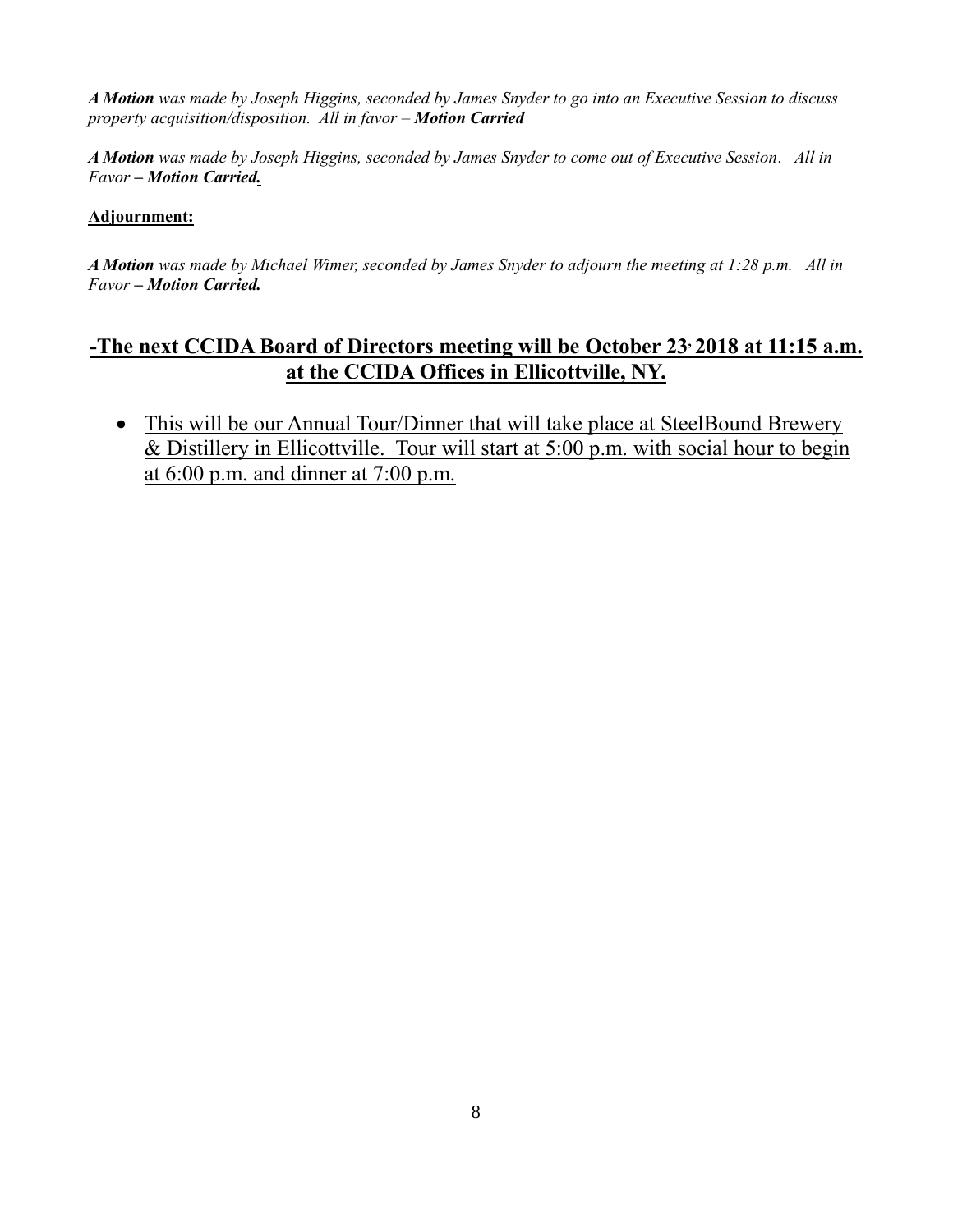*__A Motion__ was made by Joseph Higgins, seconded by James Snyder to go into an Executive Session to discuss property acquisition/disposition. All in favor – __Motion Carried__*

*__A Motion__ was made by Joseph Higgins, seconded by James Snyder to come out of Executive Session. All in Favor – __Motion Carried.__*

**Adjournment:**

*__A Motion__ was made by Michael Wimer, seconded by James Snyder to adjourn the meeting at 1:28 p.m. All in Favor – __Motion Carried.__*

## -The next CCIDA Board of Directors meeting will be October 23, 2018 at 11:15 a.m. at the CCIDA Offices in Ellicottville, NY.

- This will be our Annual Tour/Dinner that will take place at SteelBound Brewery & Distillery in Ellicottville. Tour will start at 5:00 p.m. with social hour to begin at 6:00 p.m. and dinner at 7:00 p.m.